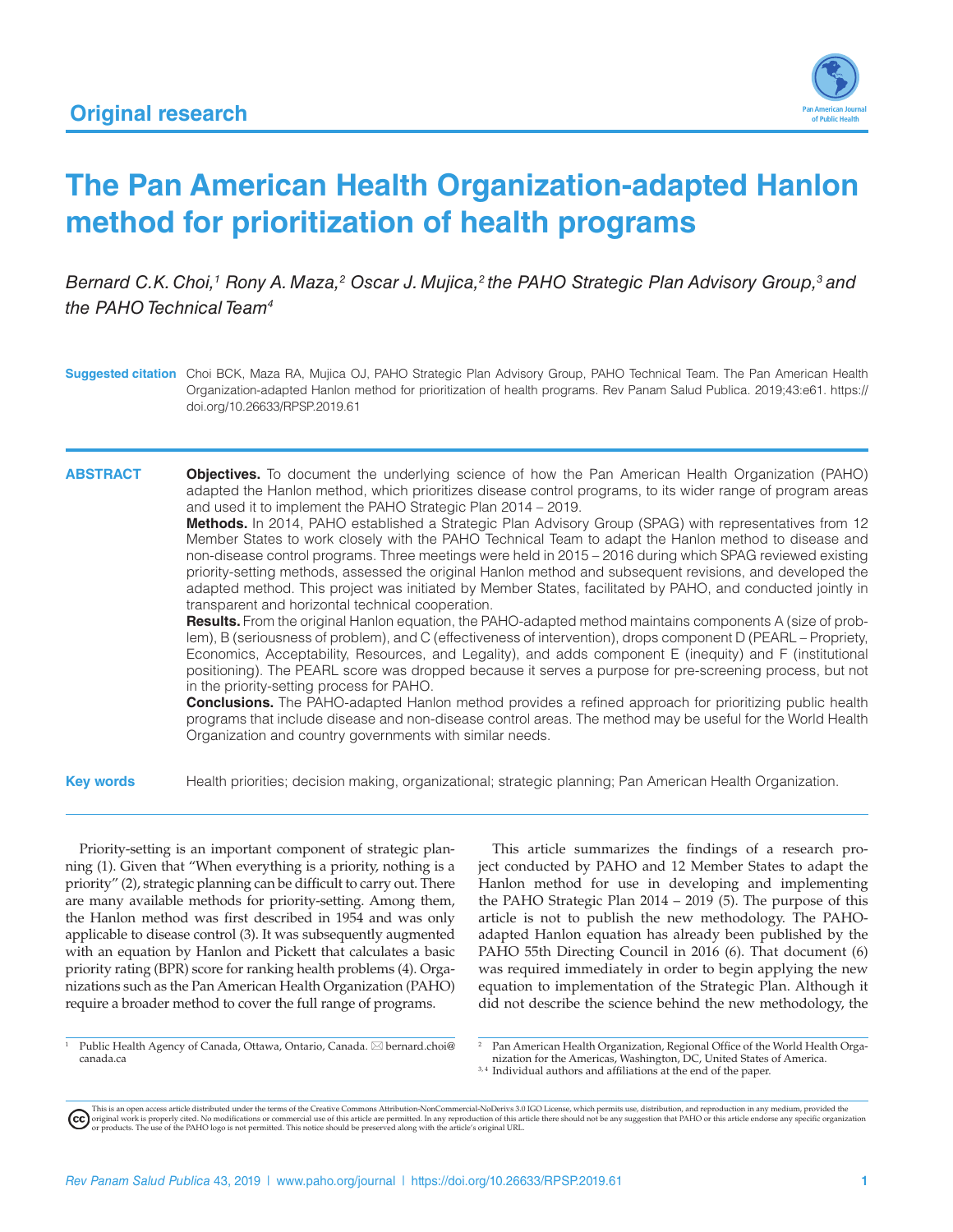Original research

# The Pan American Health Organization-adapted Hanlon method for prioritization of health programs

*Bernard C.K. Choi,[1] Rony A. Maza,[2] Oscar J. Mujica,[2] the PAHO Strategic Plan Advisory Group,[3] and the PAHO Technical Team[4]*

**Suggested citation** Choi BCK, Maza RA, Mujica OJ, PAHO Strategic Plan Advisory Group, PAHO Technical Team. The Pan American Health Organization-adapted Hanlon method for prioritization of health programs. Rev Panam Salud Publica. 2019;43:e61. https://doi.org/10.26633/RPSP.2019.61

## ABSTRACT

**Objectives.** To document the underlying science of how the Pan American Health Organization (PAHO) adapted the Hanlon method, which prioritizes disease control programs, to its wider range of program areas and used it to implement the PAHO Strategic Plan 2014 – 2019.

**Methods.** In 2014, PAHO established a Strategic Plan Advisory Group (SPAG) with representatives from 12 Member States to work closely with the PAHO Technical Team to adapt the Hanlon method to disease and non-disease control programs. Three meetings were held in 2015 – 2016 during which SPAG reviewed existing priority-setting methods, assessed the original Hanlon method and subsequent revisions, and developed the adapted method. This project was initiated by Member States, facilitated by PAHO, and conducted jointly in transparent and horizontal technical cooperation.

**Results.** From the original Hanlon equation, the PAHO-adapted method maintains components A (size of problem), B (seriousness of problem), and C (effectiveness of intervention), drops component D (PEARL – Propriety, Economics, Acceptability, Resources, and Legality), and adds component E (inequity) and F (institutional positioning). The PEARL score was dropped because it serves a purpose for pre-screening process, but not in the priority-setting process for PAHO.

**Conclusions.** The PAHO-adapted Hanlon method provides a refined approach for prioritizing public health programs that include disease and non-disease control areas. The method may be useful for the World Health Organization and country governments with similar needs.

**Key words** Health priorities; decision making, organizational; strategic planning; Pan American Health Organization.

---

Priority-setting is an important component of strategic planning (1). Given that "When everything is a priority, nothing is a priority" (2), strategic planning can be difficult to carry out. There are many available methods for priority-setting. Among them, the Hanlon method was first described in 1954 and was only applicable to disease control (3). It was subsequently augmented with an equation by Hanlon and Pickett that calculates a basic priority rating (BPR) score for ranking health problems (4). Organizations such as the Pan American Health Organization (PAHO) require a broader method to cover the full range of programs.

This article summarizes the findings of a research project conducted by PAHO and 12 Member States to adapt the Hanlon method for use in developing and implementing the PAHO Strategic Plan 2014 – 2019 (5). The purpose of this article is not to publish the new methodology. The PAHO-adapted Hanlon equation has already been published by the PAHO 55th Directing Council in 2016 (6). That document (6) was required immediately in order to begin applying the new equation to implementation of the Strategic Plan. Although it did not describe the science behind the new methodology, the

---

[1] Public Health Agency of Canada, Ottawa, Ontario, Canada. ✉ bernard.choi@canada.ca

[2] Pan American Health Organization, Regional Office of the World Health Organization for the Americas, Washington, DC, United States of America.

[3,4] Individual authors and affiliations at the end of the paper.

This is an open access article distributed under the terms of the Creative Commons Attribution-NonCommercial-NoDerivs 3.0 IGO License, which permits use, distribution, and reproduction in any medium, provided the original work is properly cited. No modifications or commercial use of this article are permitted. In any reproduction of this article there should not be any suggestion that PAHO or this article endorse any specific organization or products. The use of the PAHO logo is not permitted. This notice should be preserved along with the article's original URL.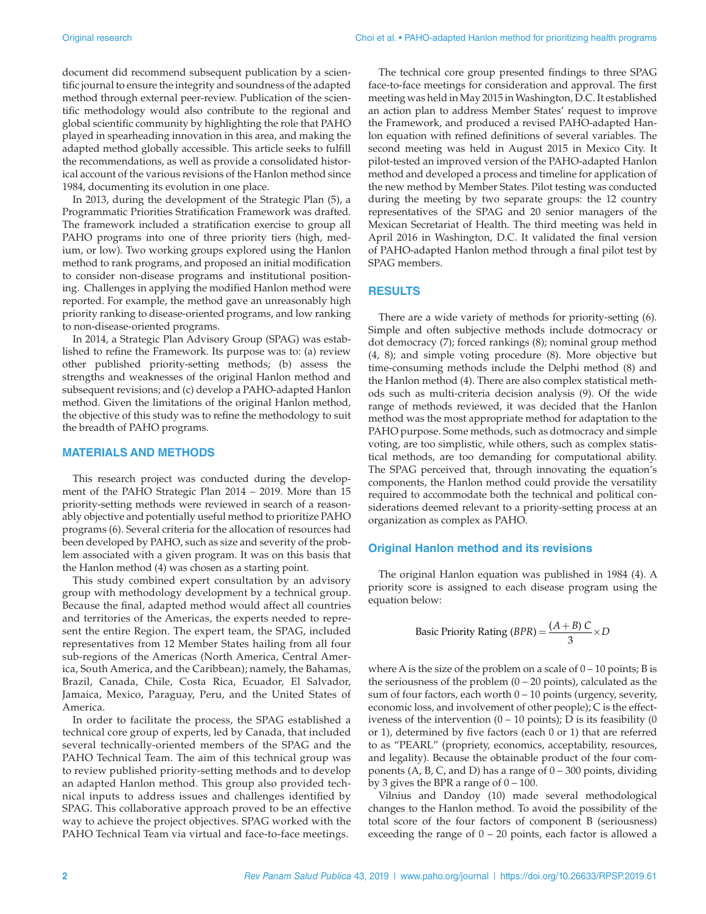document did recommend subsequent publication by a scientific journal to ensure the integrity and soundness of the adapted method through external peer-review. Publication of the scientific methodology would also contribute to the regional and global scientific community by highlighting the role that PAHO played in spearheading innovation in this area, and making the adapted method globally accessible. This article seeks to fulfill the recommendations, as well as provide a consolidated historical account of the various revisions of the Hanlon method since 1984, documenting its evolution in one place.

In 2013, during the development of the Strategic Plan (5), a Programmatic Priorities Stratification Framework was drafted. The framework included a stratification exercise to group all PAHO programs into one of three priority tiers (high, medium, or low). Two working groups explored using the Hanlon method to rank programs, and proposed an initial modification to consider non-disease programs and institutional positioning. Challenges in applying the modified Hanlon method were reported. For example, the method gave an unreasonably high priority ranking to disease-oriented programs, and low ranking to non-disease-oriented programs.

In 2014, a Strategic Plan Advisory Group (SPAG) was established to refine the Framework. Its purpose was to: (a) review other published priority-setting methods; (b) assess the strengths and weaknesses of the original Hanlon method and subsequent revisions; and (c) develop a PAHO-adapted Hanlon method. Given the limitations of the original Hanlon method, the objective of this study was to refine the methodology to suit the breadth of PAHO programs.

## MATERIALS AND METHODS

This research project was conducted during the development of the PAHO Strategic Plan 2014 – 2019. More than 15 priority-setting methods were reviewed in search of a reasonably objective and potentially useful method to prioritize PAHO programs (6). Several criteria for the allocation of resources had been developed by PAHO, such as size and severity of the problem associated with a given program. It was on this basis that the Hanlon method (4) was chosen as a starting point.

This study combined expert consultation by an advisory group with methodology development by a technical group. Because the final, adapted method would affect all countries and territories of the Americas, the experts needed to represent the entire Region. The expert team, the SPAG, included representatives from 12 Member States hailing from all four sub-regions of the Americas (North America, Central America, South America, and the Caribbean); namely, the Bahamas, Brazil, Canada, Chile, Costa Rica, Ecuador, El Salvador, Jamaica, Mexico, Paraguay, Peru, and the United States of America.

In order to facilitate the process, the SPAG established a technical core group of experts, led by Canada, that included several technically-oriented members of the SPAG and the PAHO Technical Team. The aim of this technical group was to review published priority-setting methods and to develop an adapted Hanlon method. This group also provided technical inputs to address issues and challenges identified by SPAG. This collaborative approach proved to be an effective way to achieve the project objectives. SPAG worked with the PAHO Technical Team via virtual and face-to-face meetings.

The technical core group presented findings to three SPAG face-to-face meetings for consideration and approval. The first meeting was held in May 2015 in Washington, D.C. It established an action plan to address Member States' request to improve the Framework, and produced a revised PAHO-adapted Hanlon equation with refined definitions of several variables. The second meeting was held in August 2015 in Mexico City. It pilot-tested an improved version of the PAHO-adapted Hanlon method and developed a process and timeline for application of the new method by Member States. Pilot testing was conducted during the meeting by two separate groups: the 12 country representatives of the SPAG and 20 senior managers of the Mexican Secretariat of Health. The third meeting was held in April 2016 in Washington, D.C. It validated the final version of PAHO-adapted Hanlon method through a final pilot test by SPAG members.

## RESULTS

There are a wide variety of methods for priority-setting (6). Simple and often subjective methods include dotmocracy or dot democracy (7); forced rankings (8); nominal group method (4, 8); and simple voting procedure (8). More objective but time-consuming methods include the Delphi method (8) and the Hanlon method (4). There are also complex statistical methods such as multi-criteria decision analysis (9). Of the wide range of methods reviewed, it was decided that the Hanlon method was the most appropriate method for adaptation to the PAHO purpose. Some methods, such as dotmocracy and simple voting, are too simplistic, while others, such as complex statistical methods, are too demanding for computational ability. The SPAG perceived that, through innovating the equation's components, the Hanlon method could provide the versatility required to accommodate both the technical and political considerations deemed relevant to a priority-setting process at an organization as complex as PAHO.

### Original Hanlon method and its revisions

The original Hanlon equation was published in 1984 (4). A priority score is assigned to each disease program using the equation below:

$$\text{Basic Priority Rating } (BPR) = \frac{(A + B)\, C}{3} \times D$$

where A is the size of the problem on a scale of 0 – 10 points; B is the seriousness of the problem (0 – 20 points), calculated as the sum of four factors, each worth 0 – 10 points (urgency, severity, economic loss, and involvement of other people); C is the effectiveness of the intervention (0 – 10 points); D is its feasibility (0 or 1), determined by five factors (each 0 or 1) that are referred to as "PEARL" (propriety, economics, acceptability, resources, and legality). Because the obtainable product of the four components (A, B, C, and D) has a range of 0 – 300 points, dividing by 3 gives the BPR a range of 0 – 100.

Vilnius and Dandoy (10) made several methodological changes to the Hanlon method. To avoid the possibility of the total score of the four factors of component B (seriousness) exceeding the range of 0 – 20 points, each factor is allowed a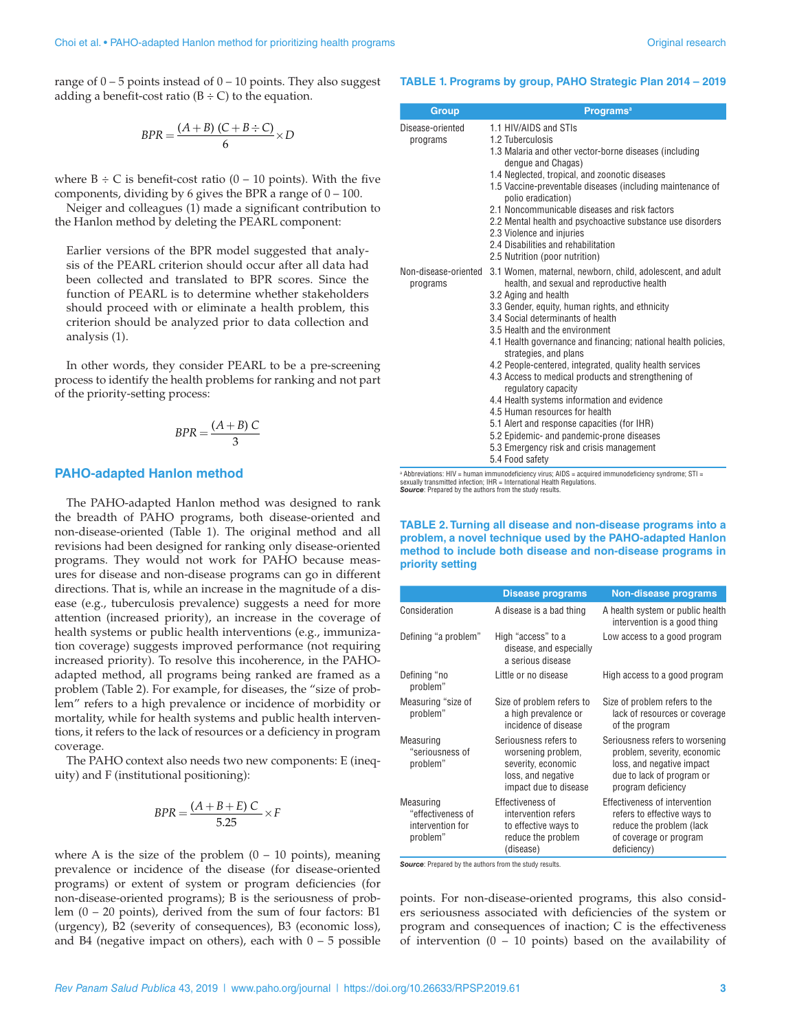range of 0 – 5 points instead of 0 – 10 points. They also suggest adding a benefit-cost ratio (B ÷ C) to the equation.

$$BPR = \frac{(A + B)\ (C + B \div C)}{6} \times D$$

where B ÷ C is benefit-cost ratio (0 – 10 points). With the five components, dividing by 6 gives the BPR a range of 0 – 100.

Neiger and colleagues (1) made a significant contribution to the Hanlon method by deleting the PEARL component:

> Earlier versions of the BPR model suggested that analysis of the PEARL criterion should occur after all data had been collected and translated to BPR scores. Since the function of PEARL is to determine whether stakeholders should proceed with or eliminate a health problem, this criterion should be analyzed prior to data collection and analysis (1).

In other words, they consider PEARL to be a pre-screening process to identify the health problems for ranking and not part of the priority-setting process:

$$BPR = \frac{(A + B)\ C}{3}$$

## PAHO-adapted Hanlon method

The PAHO-adapted Hanlon method was designed to rank the breadth of PAHO programs, both disease-oriented and non-disease-oriented (Table 1). The original method and all revisions had been designed for ranking only disease-oriented programs. They would not work for PAHO because measures for disease and non-disease programs can go in different directions. That is, while an increase in the magnitude of a disease (e.g., tuberculosis prevalence) suggests a need for more attention (increased priority), an increase in the coverage of health systems or public health interventions (e.g., immunization coverage) suggests improved performance (not requiring increased priority). To resolve this incoherence, in the PAHO-adapted method, all programs being ranked are framed as a problem (Table 2). For example, for diseases, the "size of problem" refers to a high prevalence or incidence of morbidity or mortality, while for health systems and public health interventions, it refers to the lack of resources or a deficiency in program coverage.

The PAHO context also needs two new components: E (inequity) and F (institutional positioning):

$$BPR = \frac{(A + B + E)\ C}{5.25} \times F$$

where A is the size of the problem (0 – 10 points), meaning prevalence or incidence of the disease (for disease-oriented programs) or extent of system or program deficiencies (for non-disease-oriented programs); B is the seriousness of problem (0 – 20 points), derived from the sum of four factors: B1 (urgency), B2 (severity of consequences), B3 (economic loss), and B4 (negative impact on others), each with 0 – 5 possible points. For non-disease-oriented programs, this also considers seriousness associated with deficiencies of the system or program and consequences of inaction; C is the effectiveness of intervention (0 – 10 points) based on the availability of

**TABLE 1. Programs by group, PAHO Strategic Plan 2014 – 2019**

| Group | Programs[a] |
|---|---|
| Disease-oriented programs | 1.1 HIV/AIDS and STIs<br>1.2 Tuberculosis<br>1.3 Malaria and other vector-borne diseases (including dengue and Chagas)<br>1.4 Neglected, tropical, and zoonotic diseases<br>1.5 Vaccine-preventable diseases (including maintenance of polio eradication)<br>2.1 Noncommunicable diseases and risk factors<br>2.2 Mental health and psychoactive substance use disorders<br>2.3 Violence and injuries<br>2.4 Disabilities and rehabilitation<br>2.5 Nutrition (poor nutrition) |
| Non-disease-oriented programs | 3.1 Women, maternal, newborn, child, adolescent, and adult health, and sexual and reproductive health<br>3.2 Aging and health<br>3.3 Gender, equity, human rights, and ethnicity<br>3.4 Social determinants of health<br>3.5 Health and the environment<br>4.1 Health governance and financing; national health policies, strategies, and plans<br>4.2 People-centered, integrated, quality health services<br>4.3 Access to medical products and strengthening of regulatory capacity<br>4.4 Health systems information and evidence<br>4.5 Human resources for health<br>5.1 Alert and response capacities (for IHR)<br>5.2 Epidemic- and pandemic-prone diseases<br>5.3 Emergency risk and crisis management<br>5.4 Food safety |

[a] Abbreviations: HIV = human immunodeficiency virus; AIDS = acquired immunodeficiency syndrome; STI = sexually transmitted infection; IHR = International Health Regulations.
***Source***: Prepared by the authors from the study results.

**TABLE 2. Turning all disease and non-disease programs into a problem, a novel technique used by the PAHO-adapted Hanlon method to include both disease and non-disease programs in priority setting**

| | Disease programs | Non-disease programs |
|---|---|---|
| Consideration | A disease is a bad thing | A health system or public health intervention is a good thing |
| Defining "a problem" | High "access" to a disease, and especially a serious disease | Low access to a good program |
| Defining "no problem" | Little or no disease | High access to a good program |
| Measuring "size of problem" | Size of problem refers to a high prevalence or incidence of disease | Size of problem refers to the lack of resources or coverage of the program |
| Measuring "seriousness of problem" | Seriousness refers to worsening problem, severity, economic loss, and negative impact due to disease | Seriousness refers to worsening problem, severity, economic loss, and negative impact due to lack of program or program deficiency |
| Measuring "effectiveness of intervention for problem" | Effectiveness of intervention refers to effective ways to reduce the problem (disease) | Effectiveness of intervention refers to effective ways to reduce the problem (lack of coverage or program deficiency) |

***Source***: Prepared by the authors from the study results.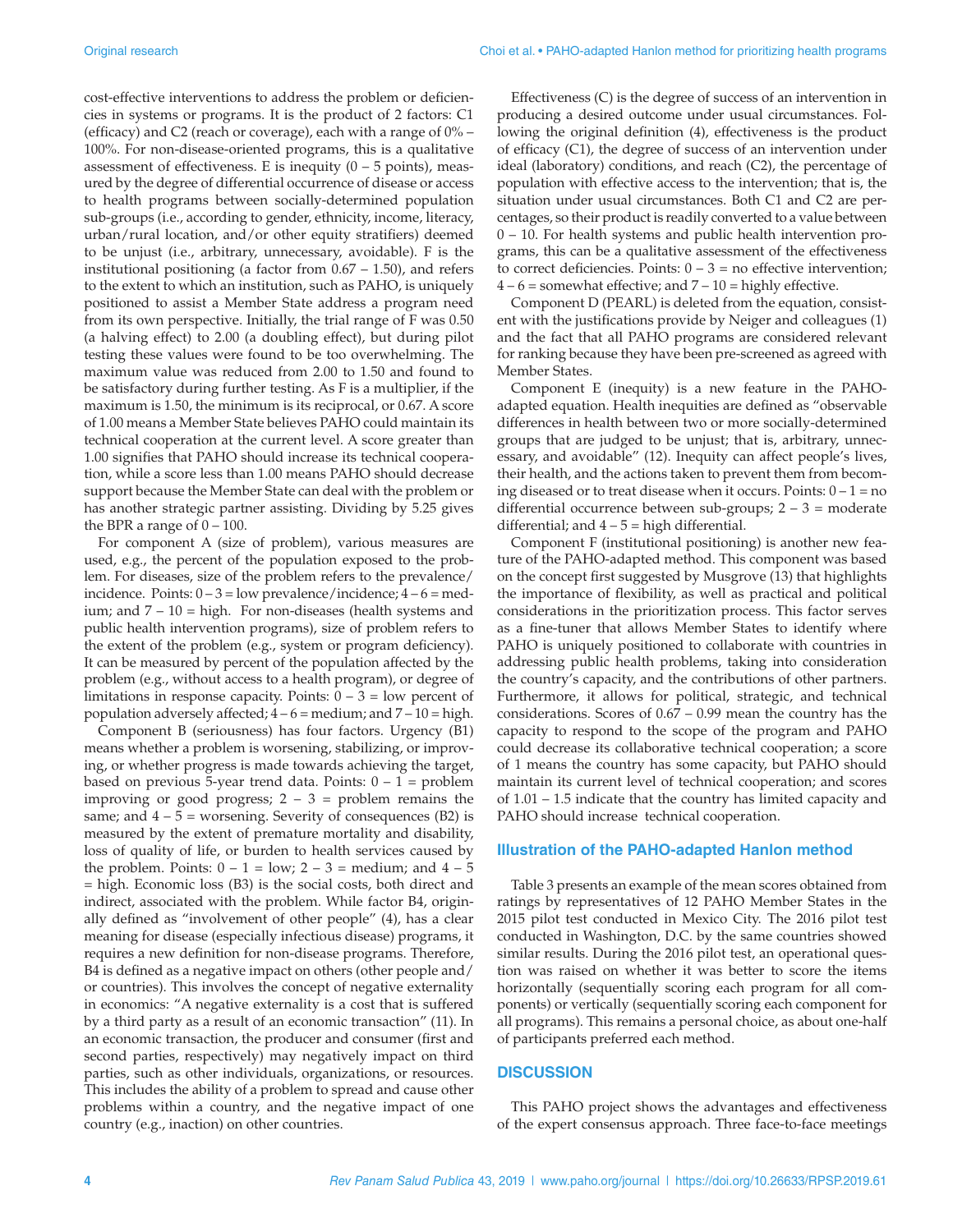cost-effective interventions to address the problem or deficiencies in systems or programs. It is the product of 2 factors: C1 (efficacy) and C2 (reach or coverage), each with a range of 0% – 100%. For non-disease-oriented programs, this is a qualitative assessment of effectiveness. E is inequity (0 – 5 points), measured by the degree of differential occurrence of disease or access to health programs between socially-determined population sub-groups (i.e., according to gender, ethnicity, income, literacy, urban/rural location, and/or other equity stratifiers) deemed to be unjust (i.e., arbitrary, unnecessary, avoidable). F is the institutional positioning (a factor from 0.67 – 1.50), and refers to the extent to which an institution, such as PAHO, is uniquely positioned to assist a Member State address a program need from its own perspective. Initially, the trial range of F was 0.50 (a halving effect) to 2.00 (a doubling effect), but during pilot testing these values were found to be too overwhelming. The maximum value was reduced from 2.00 to 1.50 and found to be satisfactory during further testing. As F is a multiplier, if the maximum is 1.50, the minimum is its reciprocal, or 0.67. A score of 1.00 means a Member State believes PAHO could maintain its technical cooperation at the current level. A score greater than 1.00 signifies that PAHO should increase its technical cooperation, while a score less than 1.00 means PAHO should decrease support because the Member State can deal with the problem or has another strategic partner assisting. Dividing by 5.25 gives the BPR a range of 0 – 100.

For component A (size of problem), various measures are used, e.g., the percent of the population exposed to the problem. For diseases, size of the problem refers to the prevalence/incidence. Points: 0 – 3 = low prevalence/incidence; 4 – 6 = medium; and 7 – 10 = high. For non-diseases (health systems and public health intervention programs), size of problem refers to the extent of the problem (e.g., system or program deficiency). It can be measured by percent of the population affected by the problem (e.g., without access to a health program), or degree of limitations in response capacity. Points: 0 – 3 = low percent of population adversely affected; 4 – 6 = medium; and 7 – 10 = high.

Component B (seriousness) has four factors. Urgency (B1) means whether a problem is worsening, stabilizing, or improving, or whether progress is made towards achieving the target, based on previous 5-year trend data. Points: 0 – 1 = problem improving or good progress; 2 – 3 = problem remains the same; and 4 – 5 = worsening. Severity of consequences (B2) is measured by the extent of premature mortality and disability, loss of quality of life, or burden to health services caused by the problem. Points: 0 – 1 = low; 2 – 3 = medium; and 4 – 5 = high. Economic loss (B3) is the social costs, both direct and indirect, associated with the problem. While factor B4, originally defined as "involvement of other people" (4), has a clear meaning for disease (especially infectious disease) programs, it requires a new definition for non-disease programs. Therefore, B4 is defined as a negative impact on others (other people and/or countries). This involves the concept of negative externality in economics: "A negative externality is a cost that is suffered by a third party as a result of an economic transaction" (11). In an economic transaction, the producer and consumer (first and second parties, respectively) may negatively impact on third parties, such as other individuals, organizations, or resources. This includes the ability of a problem to spread and cause other problems within a country, and the negative impact of one country (e.g., inaction) on other countries.

Effectiveness (C) is the degree of success of an intervention in producing a desired outcome under usual circumstances. Following the original definition (4), effectiveness is the product of efficacy (C1), the degree of success of an intervention under ideal (laboratory) conditions, and reach (C2), the percentage of population with effective access to the intervention; that is, the situation under usual circumstances. Both C1 and C2 are percentages, so their product is readily converted to a value between 0 – 10. For health systems and public health intervention programs, this can be a qualitative assessment of the effectiveness to correct deficiencies. Points: 0 – 3 = no effective intervention; 4 – 6 = somewhat effective; and 7 – 10 = highly effective.

Component D (PEARL) is deleted from the equation, consistent with the justifications provide by Neiger and colleagues (1) and the fact that all PAHO programs are considered relevant for ranking because they have been pre-screened as agreed with Member States.

Component E (inequity) is a new feature in the PAHO-adapted equation. Health inequities are defined as "observable differences in health between two or more socially-determined groups that are judged to be unjust; that is, arbitrary, unnecessary, and avoidable" (12). Inequity can affect people's lives, their health, and the actions taken to prevent them from becoming diseased or to treat disease when it occurs. Points: 0 – 1 = no differential occurrence between sub-groups; 2 – 3 = moderate differential; and 4 – 5 = high differential.

Component F (institutional positioning) is another new feature of the PAHO-adapted method. This component was based on the concept first suggested by Musgrove (13) that highlights the importance of flexibility, as well as practical and political considerations in the prioritization process. This factor serves as a fine-tuner that allows Member States to identify where PAHO is uniquely positioned to collaborate with countries in addressing public health problems, taking into consideration the country's capacity, and the contributions of other partners. Furthermore, it allows for political, strategic, and technical considerations. Scores of 0.67 – 0.99 mean the country has the capacity to respond to the scope of the program and PAHO could decrease its collaborative technical cooperation; a score of 1 means the country has some capacity, but PAHO should maintain its current level of technical cooperation; and scores of 1.01 – 1.5 indicate that the country has limited capacity and PAHO should increase technical cooperation.

## Illustration of the PAHO-adapted Hanlon method

Table 3 presents an example of the mean scores obtained from ratings by representatives of 12 PAHO Member States in the 2015 pilot test conducted in Mexico City. The 2016 pilot test conducted in Washington, D.C. by the same countries showed similar results. During the 2016 pilot test, an operational question was raised on whether it was better to score the items horizontally (sequentially scoring each program for all components) or vertically (sequentially scoring each component for all programs). This remains a personal choice, as about one-half of participants preferred each method.

## DISCUSSION

This PAHO project shows the advantages and effectiveness of the expert consensus approach. Three face-to-face meetings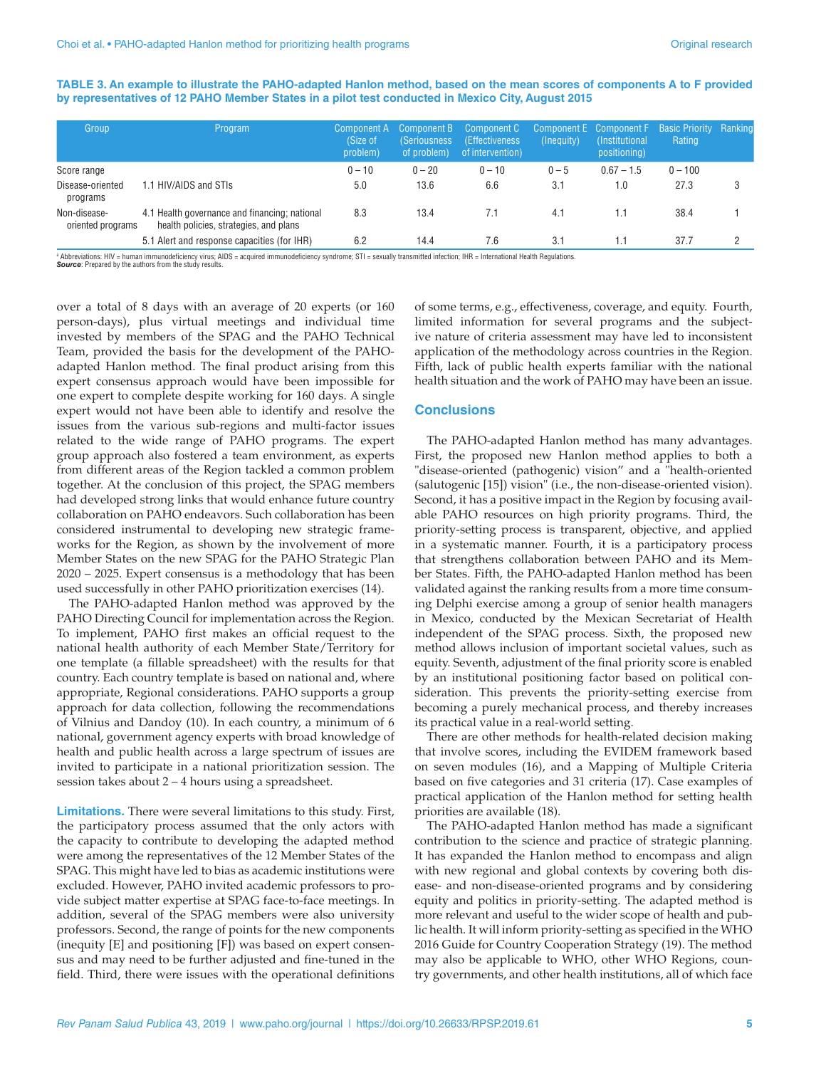**TABLE 3. An example to illustrate the PAHO-adapted Hanlon method, based on the mean scores of components A to F provided by representatives of 12 PAHO Member States in a pilot test conducted in Mexico City, August 2015**

| Group | Program | Component A (Size of problem) | Component B (Seriousness of problem) | Component C (Effectiveness of intervention) | Component E (Inequity) | Component F (Institutional positioning) | Basic Priority Rating | Ranking |
|---|---|---|---|---|---|---|---|---|
| Score range | | 0 – 10 | 0 – 20 | 0 – 10 | 0 – 5 | 0.67 – 1.5 | 0 – 100 | |
| Disease-oriented programs | 1.1 HIV/AIDS and STIs | 5.0 | 13.6 | 6.6 | 3.1 | 1.0 | 27.3 | 3 |
| Non-disease-oriented programs | 4.1 Health governance and financing; national health policies, strategies, and plans | 8.3 | 13.4 | 7.1 | 4.1 | 1.1 | 38.4 | 1 |
| | 5.1 Alert and response capacities (for IHR) | 6.2 | 14.4 | 7.6 | 3.1 | 1.1 | 37.7 | 2 |

[a] Abbreviations: HIV = human immunodeficiency virus; AIDS = acquired immunodeficiency syndrome; STI = sexually transmitted infection; IHR = International Health Regulations.
***Source***: Prepared by the authors from the study results.

over a total of 8 days with an average of 20 experts (or 160 person-days), plus virtual meetings and individual time invested by members of the SPAG and the PAHO Technical Team, provided the basis for the development of the PAHO-adapted Hanlon method. The final product arising from this expert consensus approach would have been impossible for one expert to complete despite working for 160 days. A single expert would not have been able to identify and resolve the issues from the various sub-regions and multi-factor issues related to the wide range of PAHO programs. The expert group approach also fostered a team environment, as experts from different areas of the Region tackled a common problem together. At the conclusion of this project, the SPAG members had developed strong links that would enhance future country collaboration on PAHO endeavors. Such collaboration has been considered instrumental to developing new strategic frameworks for the Region, as shown by the involvement of more Member States on the new SPAG for the PAHO Strategic Plan 2020 – 2025. Expert consensus is a methodology that has been used successfully in other PAHO prioritization exercises (14).

The PAHO-adapted Hanlon method was approved by the PAHO Directing Council for implementation across the Region. To implement, PAHO first makes an official request to the national health authority of each Member State/Territory for one template (a fillable spreadsheet) with the results for that country. Each country template is based on national and, where appropriate, Regional considerations. PAHO supports a group approach for data collection, following the recommendations of Vilnius and Dandoy (10). In each country, a minimum of 6 national, government agency experts with broad knowledge of health and public health across a large spectrum of issues are invited to participate in a national prioritization session. The session takes about 2 – 4 hours using a spreadsheet.

**Limitations.** There were several limitations to this study. First, the participatory process assumed that the only actors with the capacity to contribute to developing the adapted method were among the representatives of the 12 Member States of the SPAG. This might have led to bias as academic institutions were excluded. However, PAHO invited academic professors to provide subject matter expertise at SPAG face-to-face meetings. In addition, several of the SPAG members were also university professors. Second, the range of points for the new components (inequity [E] and positioning [F]) was based on expert consensus and may need to be further adjusted and fine-tuned in the field. Third, there were issues with the operational definitions of some terms, e.g., effectiveness, coverage, and equity. Fourth, limited information for several programs and the subjective nature of criteria assessment may have led to inconsistent application of the methodology across countries in the Region. Fifth, lack of public health experts familiar with the national health situation and the work of PAHO may have been an issue.

## Conclusions

The PAHO-adapted Hanlon method has many advantages. First, the proposed new Hanlon method applies to both a "disease-oriented (pathogenic) vision" and a "health-oriented (salutogenic [15]) vision" (i.e., the non-disease-oriented vision). Second, it has a positive impact in the Region by focusing available PAHO resources on high priority programs. Third, the priority-setting process is transparent, objective, and applied in a systematic manner. Fourth, it is a participatory process that strengthens collaboration between PAHO and its Member States. Fifth, the PAHO-adapted Hanlon method has been validated against the ranking results from a more time consuming Delphi exercise among a group of senior health managers in Mexico, conducted by the Mexican Secretariat of Health independent of the SPAG process. Sixth, the proposed new method allows inclusion of important societal values, such as equity. Seventh, adjustment of the final priority score is enabled by an institutional positioning factor based on political consideration. This prevents the priority-setting exercise from becoming a purely mechanical process, and thereby increases its practical value in a real-world setting.

There are other methods for health-related decision making that involve scores, including the EVIDEM framework based on seven modules (16), and a Mapping of Multiple Criteria based on five categories and 31 criteria (17). Case examples of practical application of the Hanlon method for setting health priorities are available (18).

The PAHO-adapted Hanlon method has made a significant contribution to the science and practice of strategic planning. It has expanded the Hanlon method to encompass and align with new regional and global contexts by covering both disease- and non-disease-oriented programs and by considering equity and politics in priority-setting. The adapted method is more relevant and useful to the wider scope of health and public health. It will inform priority-setting as specified in the WHO 2016 Guide for Country Cooperation Strategy (19). The method may also be applicable to WHO, other WHO Regions, country governments, and other health institutions, all of which face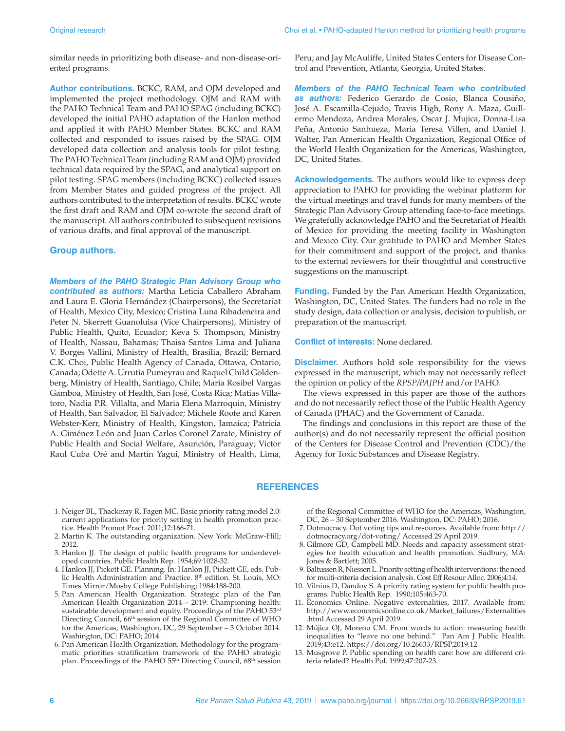similar needs in prioritizing both disease- and non-disease-oriented programs.

**Author contributions.** BCKC, RAM, and OJM developed and implemented the project methodology. OJM and RAM with the PAHO Technical Team and PAHO SPAG (including BCKC) developed the initial PAHO adaptation of the Hanlon method and applied it with PAHO Member States. BCKC and RAM collected and responded to issues raised by the SPAG. OJM developed data collection and analysis tools for pilot testing. The PAHO Technical Team (including RAM and OJM) provided technical data required by the SPAG, and analytical support on pilot testing. SPAG members (including BCKC) collected issues from Member States and guided progress of the project. All authors contributed to the interpretation of results. BCKC wrote the first draft and RAM and OJM co-wrote the second draft of the manuscript. All authors contributed to subsequent revisions of various drafts, and final approval of the manuscript.

## Group authors.

***Members of the PAHO Strategic Plan Advisory Group who contributed as authors:*** Martha Leticia Caballero Abraham and Laura E. Gloria Hernández (Chairpersons), the Secretariat of Health, Mexico City, Mexico; Cristina Luna Ribadeneira and Peter N. Skerrett Guanoluisa (Vice Chairpersons), Ministry of Public Health, Quito, Ecuador; Keva S. Thompson, Ministry of Health, Nassau, Bahamas; Thaisa Santos Lima and Juliana V. Borges Vallini, Ministry of Health, Brasilia, Brazil; Bernard C.K. Choi, Public Health Agency of Canada, Ottawa, Ontario, Canada; Odette A. Urrutia Pumeyrau and Raquel Child Goldenberg, Ministry of Health, Santiago, Chile; María Rosibel Vargas Gamboa, Ministry of Health, San José, Costa Rica; Matías Villatoro, Nadia P.R. Villalta, and Maria Elena Marroquin, Ministry of Health, San Salvador, El Salvador; Michele Roofe and Karen Webster-Kerr, Ministry of Health, Kingston, Jamaica; Patricia A. Giménez León and Juan Carlos Coronel Zarate, Ministry of Public Health and Social Welfare, Asunción, Paraguay; Victor Raul Cuba Oré and Martin Yagui, Ministry of Health, Lima, Peru; and Jay McAuliffe, United States Centers for Disease Control and Prevention, Atlanta, Georgia, United States.

***Members of the PAHO Technical Team who contributed as authors:*** Federico Gerardo de Cosio, Blanca Cousiño, José A. Escamilla-Cejudo, Travis High, Rony A. Maza, Guillermo Mendoza, Andrea Morales, Oscar J. Mujica, Donna-Lisa Peña, Antonio Sanhueza, Maria Teresa Villen, and Daniel J. Walter, Pan American Health Organization, Regional Office of the World Health Organization for the Americas, Washington, DC, United States.

**Acknowledgements.** The authors would like to express deep appreciation to PAHO for providing the webinar platform for the virtual meetings and travel funds for many members of the Strategic Plan Advisory Group attending face-to-face meetings. We gratefully acknowledge PAHO and the Secretariat of Health of Mexico for providing the meeting facility in Washington and Mexico City. Our gratitude to PAHO and Member States for their commitment and support of the project, and thanks to the external reviewers for their thoughtful and constructive suggestions on the manuscript.

**Funding.** Funded by the Pan American Health Organization, Washington, DC, United States. The funders had no role in the study design, data collection or analysis, decision to publish, or preparation of the manuscript.

**Conflict of interests:** None declared.

**Disclaimer.** Authors hold sole responsibility for the views expressed in the manuscript, which may not necessarily reflect the opinion or policy of the *RPSP/PAJPH* and/or PAHO.

The views expressed in this paper are those of the authors and do not necessarily reflect those of the Public Health Agency of Canada (PHAC) and the Government of Canada.

The findings and conclusions in this report are those of the author(s) and do not necessarily represent the official position of the Centers for Disease Control and Prevention (CDC)/the Agency for Toxic Substances and Disease Registry.

## REFERENCES

1. Neiger BL, Thackeray R, Fagen MC. Basic priority rating model 2.0: current applications for priority setting in health promotion practice. Health Promot Pract. 2011;12:166-71.
2. Martin K. The outstanding organization. New York: McGraw-Hill; 2012.
3. Hanlon JJ. The design of public health programs for underdeveloped countries. Public Health Rep. 1954;69:1028-32.
4. Hanlon JJ, Pickett GE. Planning. In: Hanlon JJ, Pickett GE, eds. Public Health Administration and Practice. 8th edition. St. Louis, MO: Times Mirror/Mosby College Publishing; 1984:188-200.
5. Pan American Health Organization. Strategic plan of the Pan American Health Organization 2014 – 2019: Championing health: sustainable development and equity. Proceedings of the PAHO 53rd Directing Council, 66th session of the Regional Committee of WHO for the Americas, Washington, DC, 29 September – 3 October 2014. Washington, DC: PAHO; 2014.
6. Pan American Health Organization. Methodology for the programmatic priorities stratification framework of the PAHO strategic plan. Proceedings of the PAHO 55th Directing Council, 68th session of the Regional Committee of WHO for the Americas, Washington, DC, 26 – 30 September 2016. Washington, DC: PAHO; 2016.
7. Dotmocracy. Dot voting tips and resources. Available from: http://dotmocracy.org/dot-voting/ Accessed 29 April 2019.
8. Gilmore GD, Campbell MD. Needs and capacity assessment strategies for health education and health promotion. Sudbury, MA: Jones & Bartlett; 2005.
9. Baltussen R, Niessen L. Priority setting of health interventions: the need for multi-criteria decision analysis. Cost Eff Resour Alloc. 2006;4:14.
10. Vilnius D, Dandoy S. A priority rating system for public health programs. Public Health Rep. 1990;105:463-70.
11. Economics Online. Negative externalities, 2017. Available from: http://www.economicsonline.co.uk/Market_failures/Externalities.html Accessed 29 April 2019.
12. Mújica OJ, Moreno CM. From words to action: measuring health inequalities to "leave no one behind." Pan Am J Public Health. 2019;43:e12. https://doi.org/10.26633/RPSP.2019.12
13. Musgrove P. Public spending on health care: how are different criteria related? Health Pol. 1999;47:207-23.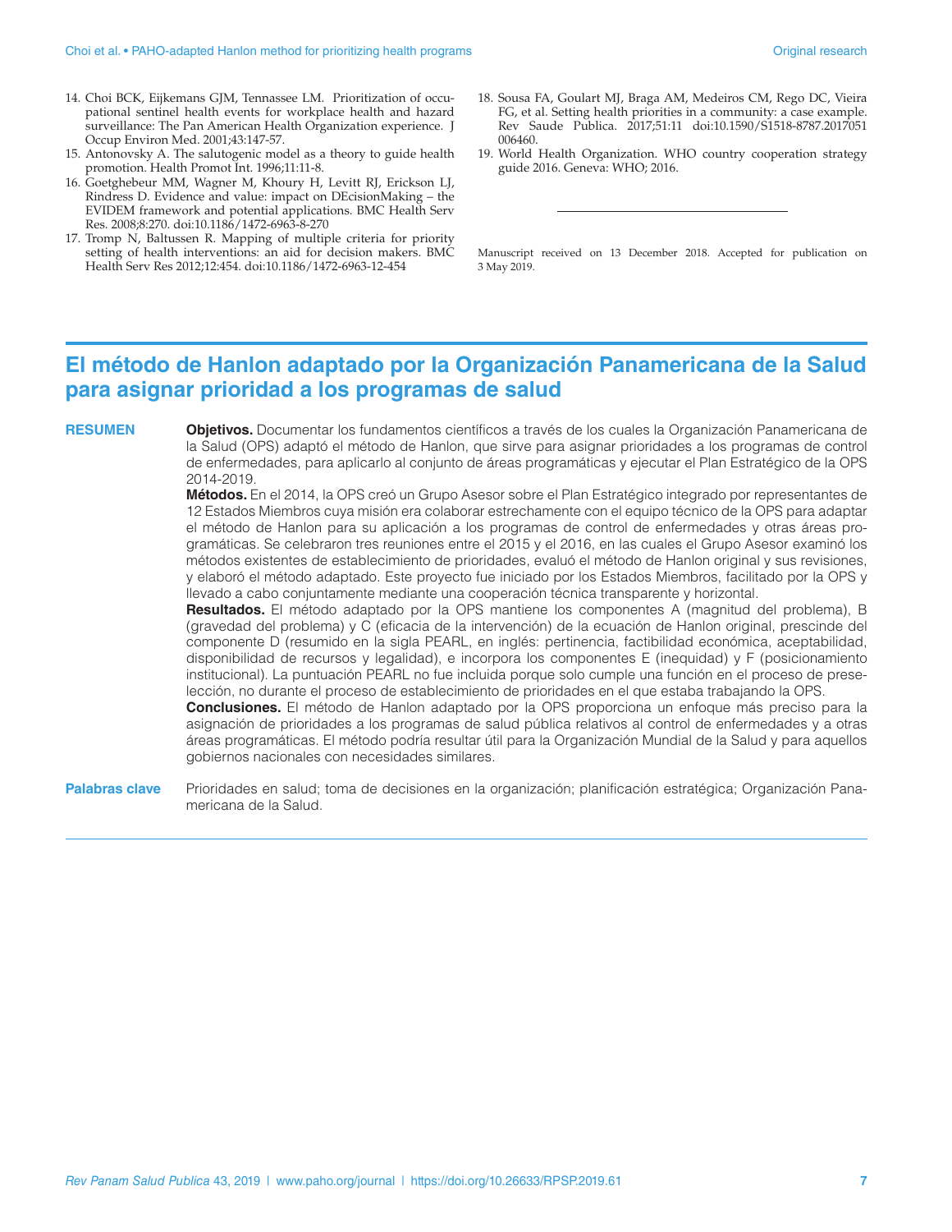14. Choi BCK, Eijkemans GJM, Tennassee LM. Prioritization of occupational sentinel health events for workplace health and hazard surveillance: The Pan American Health Organization experience. J Occup Environ Med. 2001;43:147-57.
15. Antonovsky A. The salutogenic model as a theory to guide health promotion. Health Promot Int. 1996;11:11-8.
16. Goetghebeur MM, Wagner M, Khoury H, Levitt RJ, Erickson LJ, Rindress D. Evidence and value: impact on DEcisionMaking – the EVIDEM framework and potential applications. BMC Health Serv Res. 2008;8:270. doi:10.1186/1472-6963-8-270
17. Tromp N, Baltussen R. Mapping of multiple criteria for priority setting of health interventions: an aid for decision makers. BMC Health Serv Res 2012;12:454. doi:10.1186/1472-6963-12-454
18. Sousa FA, Goulart MJ, Braga AM, Medeiros CM, Rego DC, Vieira FG, et al. Setting health priorities in a community: a case example. Rev Saude Publica. 2017;51:11 doi:10.1590/S1518-8787.2017051006460.
19. World Health Organization. WHO country cooperation strategy guide 2016. Geneva: WHO; 2016.

---

Manuscript received on 13 December 2018. Accepted for publication on 3 May 2019.

# El método de Hanlon adaptado por la Organización Panamericana de la Salud para asignar prioridad a los programas de salud

**RESUMEN**

**Objetivos.** Documentar los fundamentos científicos a través de los cuales la Organización Panamericana de la Salud (OPS) adaptó el método de Hanlon, que sirve para asignar prioridades a los programas de control de enfermedades, para aplicarlo al conjunto de áreas programáticas y ejecutar el Plan Estratégico de la OPS 2014-2019.

**Métodos.** En el 2014, la OPS creó un Grupo Asesor sobre el Plan Estratégico integrado por representantes de 12 Estados Miembros cuya misión era colaborar estrechamente con el equipo técnico de la OPS para adaptar el método de Hanlon para su aplicación a los programas de control de enfermedades y otras áreas programáticas. Se celebraron tres reuniones entre el 2015 y el 2016, en las cuales el Grupo Asesor examinó los métodos existentes de establecimiento de prioridades, evaluó el método de Hanlon original y sus revisiones, y elaboró el método adaptado. Este proyecto fue iniciado por los Estados Miembros, facilitado por la OPS y llevado a cabo conjuntamente mediante una cooperación técnica transparente y horizontal.

**Resultados.** El método adaptado por la OPS mantiene los componentes A (magnitud del problema), B (gravedad del problema) y C (eficacia de la intervención) de la ecuación de Hanlon original, prescinde del componente D (resumido en la sigla PEARL, en inglés: pertinencia, factibilidad económica, aceptabilidad, disponibilidad de recursos y legalidad), e incorpora los componentes E (inequidad) y F (posicionamiento institucional). La puntuación PEARL no fue incluida porque solo cumple una función en el proceso de preselección, no durante el proceso de establecimiento de prioridades en el que estaba trabajando la OPS.

**Conclusiones.** El método de Hanlon adaptado por la OPS proporciona un enfoque más preciso para la asignación de prioridades a los programas de salud pública relativos al control de enfermedades y a otras áreas programáticas. El método podría resultar útil para la Organización Mundial de la Salud y para aquellos gobiernos nacionales con necesidades similares.

**Palabras clave** Prioridades en salud; toma de decisiones en la organización; planificación estratégica; Organización Panamericana de la Salud.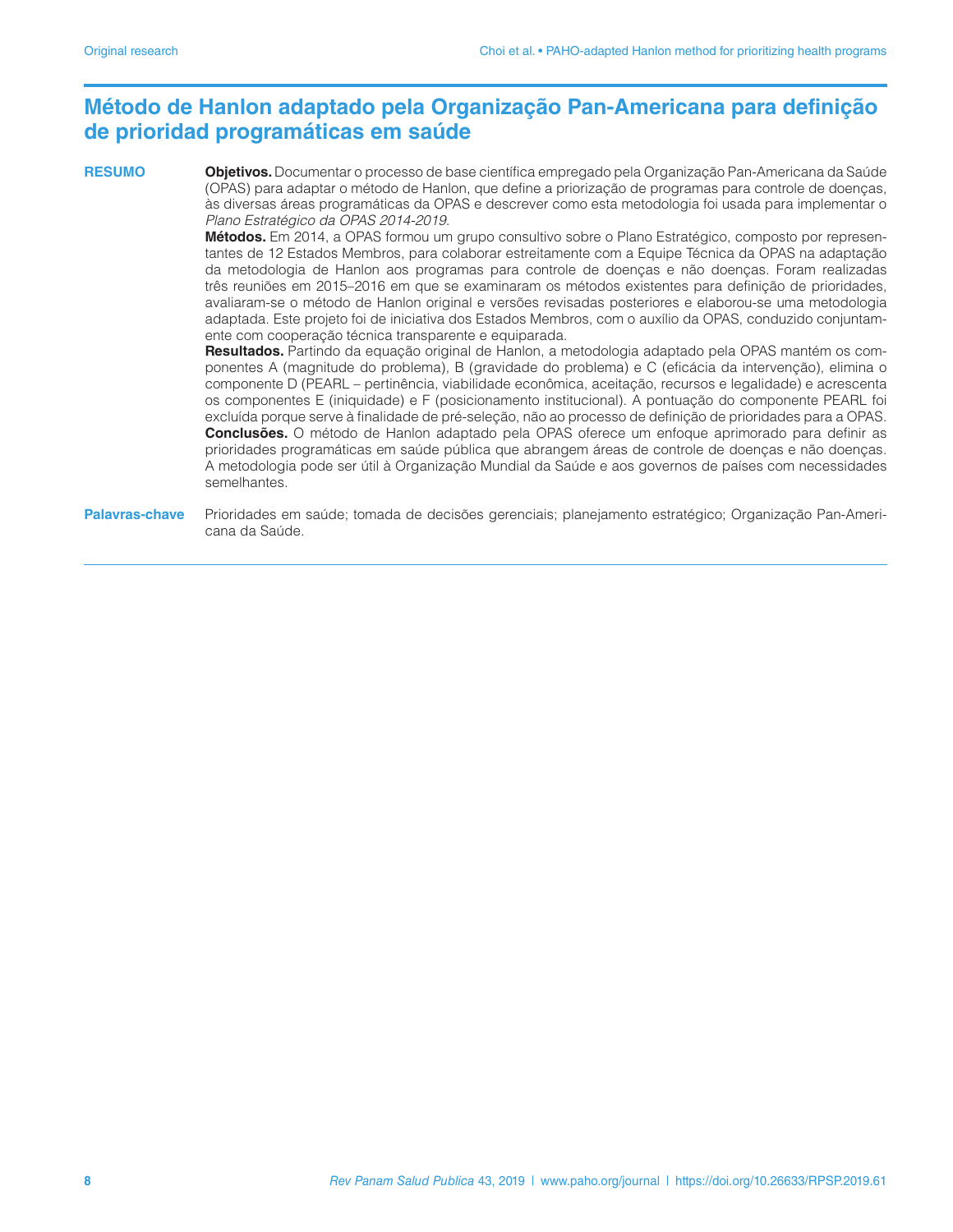# Método de Hanlon adaptado pela Organização Pan-Americana para definição de prioridad programáticas em saúde

**RESUMO**

**Objetivos.** Documentar o processo de base científica empregado pela Organização Pan-Americana da Saúde (OPAS) para adaptar o método de Hanlon, que define a priorização de programas para controle de doenças, às diversas áreas programáticas da OPAS e descrever como esta metodologia foi usada para implementar o *Plano Estratégico da OPAS 2014-2019*.

**Métodos.** Em 2014, a OPAS formou um grupo consultivo sobre o Plano Estratégico, composto por representantes de 12 Estados Membros, para colaborar estreitamente com a Equipe Técnica da OPAS na adaptação da metodologia de Hanlon aos programas para controle de doenças e não doenças. Foram realizadas três reuniões em 2015–2016 em que se examinaram os métodos existentes para definição de prioridades, avaliaram-se o método de Hanlon original e versões revisadas posteriores e elaborou-se uma metodologia adaptada. Este projeto foi de iniciativa dos Estados Membros, com o auxílio da OPAS, conduzido conjuntamente com cooperação técnica transparente e equiparada.

**Resultados.** Partindo da equação original de Hanlon, a metodologia adaptado pela OPAS mantém os componentes A (magnitude do problema), B (gravidade do problema) e C (eficácia da intervenção), elimina o componente D (PEARL – pertinência, viabilidade econômica, aceitação, recursos e legalidade) e acrescenta os componentes E (iniquidade) e F (posicionamento institucional). A pontuação do componente PEARL foi excluída porque serve à finalidade de pré-seleção, não ao processo de definição de prioridades para a OPAS.

**Conclusões.** O método de Hanlon adaptado pela OPAS oferece um enfoque aprimorado para definir as prioridades programáticas em saúde pública que abrangem áreas de controle de doenças e não doenças. A metodologia pode ser útil à Organização Mundial da Saúde e aos governos de países com necessidades semelhantes.

**Palavras-chave** Prioridades em saúde; tomada de decisões gerenciais; planejamento estratégico; Organização Pan-Americana da Saúde.